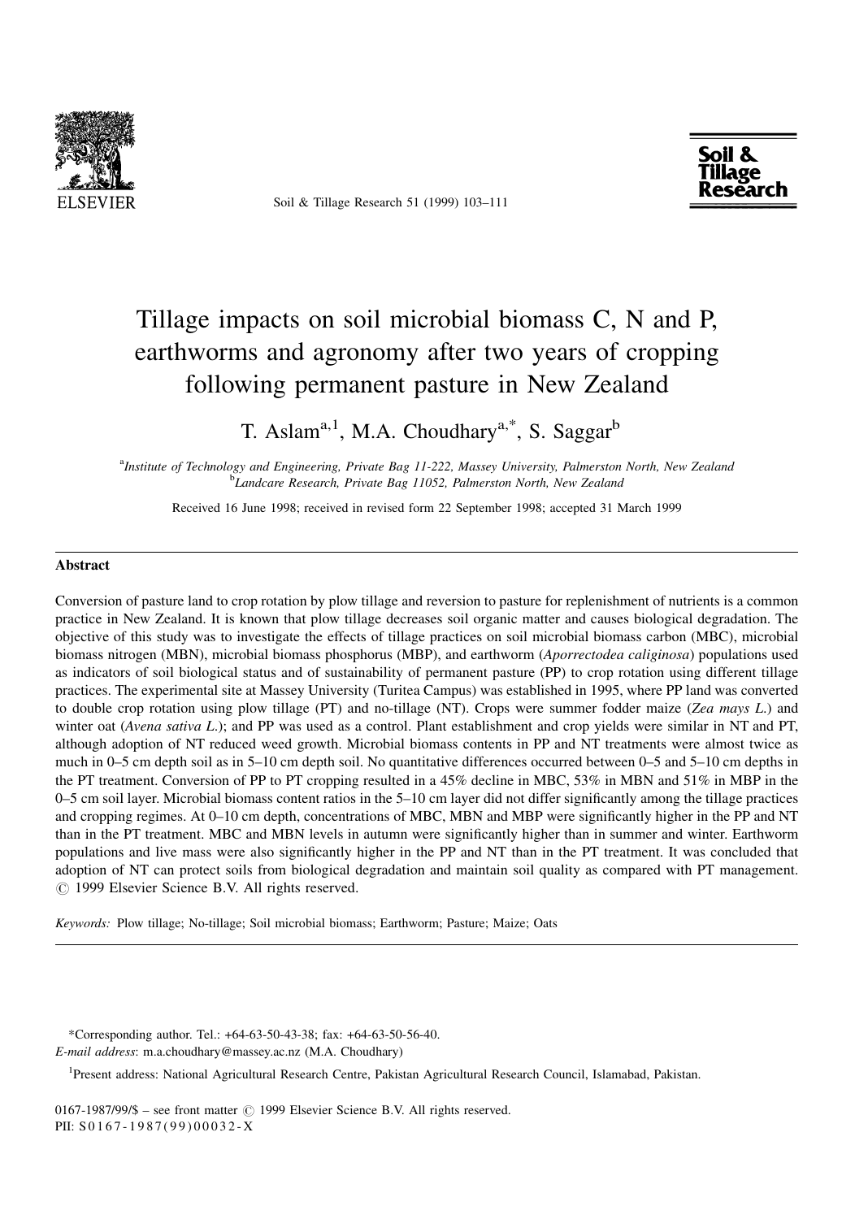# Tillage impacts on soil microbial biomass C, N and P, earthworms and agronomy after two years of cropping following permanent pasture in New Zealand

T. Aslam[a,1], M.A. Choudhary[a,*], S. Saggar[b]

[a]*Institute of Technology and Engineering, Private Bag 11-222, Massey University, Palmerston North, New Zealand*
[b]*Landcare Research, Private Bag 11052, Palmerston North, New Zealand*

Received 16 June 1998; received in revised form 22 September 1998; accepted 31 March 1999

## Abstract

Conversion of pasture land to crop rotation by plow tillage and reversion to pasture for replenishment of nutrients is a common practice in New Zealand. It is known that plow tillage decreases soil organic matter and causes biological degradation. The objective of this study was to investigate the effects of tillage practices on soil microbial biomass carbon (MBC), microbial biomass nitrogen (MBN), microbial biomass phosphorus (MBP), and earthworm (*Aporrectodea caliginosa*) populations used as indicators of soil biological status and of sustainability of permanent pasture (PP) to crop rotation using different tillage practices. The experimental site at Massey University (Turitea Campus) was established in 1995, where PP land was converted to double crop rotation using plow tillage (PT) and no-tillage (NT). Crops were summer fodder maize (*Zea mays L.*) and winter oat (*Avena sativa L.*); and PP was used as a control. Plant establishment and crop yields were similar in NT and PT, although adoption of NT reduced weed growth. Microbial biomass contents in PP and NT treatments were almost twice as much in 0–5 cm depth soil as in 5–10 cm depth soil. No quantitative differences occurred between 0–5 and 5–10 cm depths in the PT treatment. Conversion of PP to PT cropping resulted in a 45% decline in MBC, 53% in MBN and 51% in MBP in the 0–5 cm soil layer. Microbial biomass content ratios in the 5–10 cm layer did not differ significantly among the tillage practices and cropping regimes. At 0–10 cm depth, concentrations of MBC, MBN and MBP were significantly higher in the PP and NT than in the PT treatment. MBC and MBN levels in autumn were significantly higher than in summer and winter. Earthworm populations and live mass were also significantly higher in the PP and NT than in the PT treatment. It was concluded that adoption of NT can protect soils from biological degradation and maintain soil quality as compared with PT management. © 1999 Elsevier Science B.V. All rights reserved.

*Keywords:* Plow tillage; No-tillage; Soil microbial biomass; Earthworm; Pasture; Maize; Oats

---

*Corresponding author. Tel.: +64-63-50-43-38; fax: +64-63-50-56-40.
*E-mail address*: m.a.choudhary@massey.ac.nz (M.A. Choudhary)

[1]Present address: National Agricultural Research Centre, Pakistan Agricultural Research Council, Islamabad, Pakistan.

0167-1987/99/$ – see front matter © 1999 Elsevier Science B.V. All rights reserved.
PII: S0167-1987(99)00032-X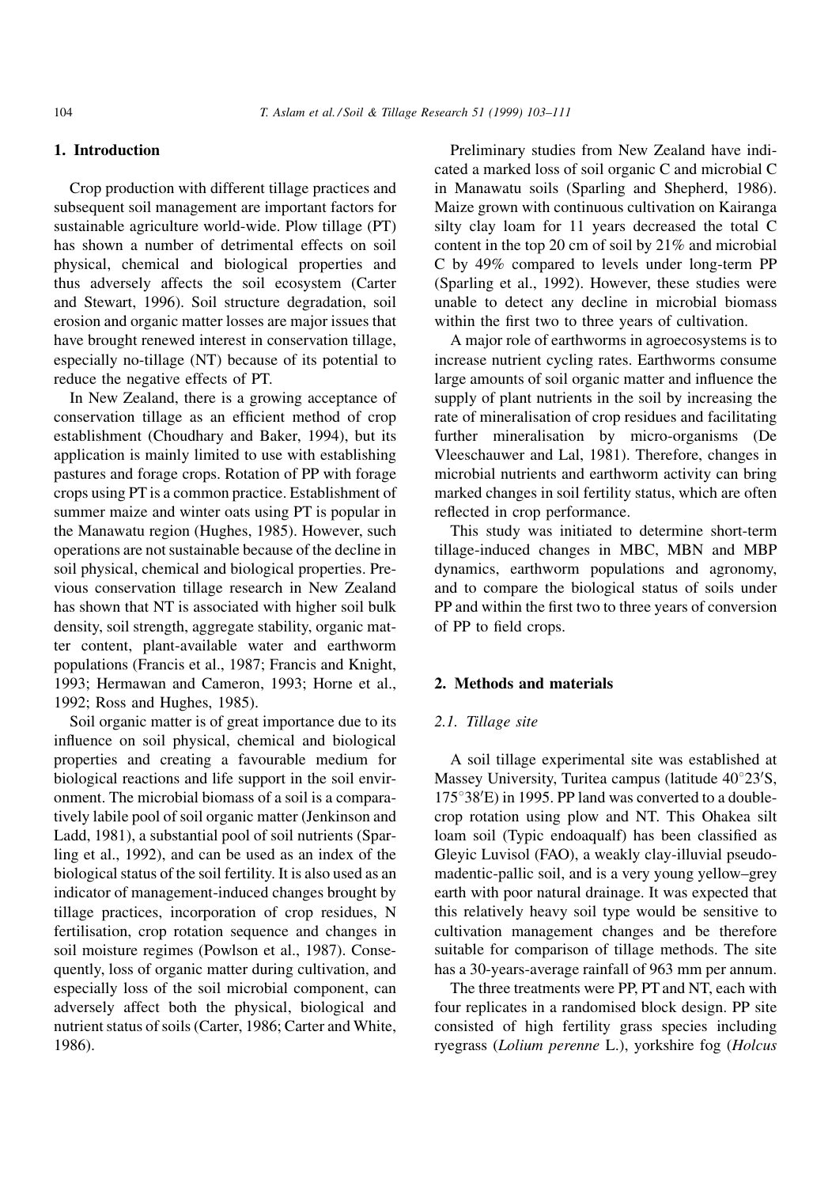## 1. Introduction

Crop production with different tillage practices and subsequent soil management are important factors for sustainable agriculture world-wide. Plow tillage (PT) has shown a number of detrimental effects on soil physical, chemical and biological properties and thus adversely affects the soil ecosystem (Carter and Stewart, 1996). Soil structure degradation, soil erosion and organic matter losses are major issues that have brought renewed interest in conservation tillage, especially no-tillage (NT) because of its potential to reduce the negative effects of PT.

In New Zealand, there is a growing acceptance of conservation tillage as an efficient method of crop establishment (Choudhary and Baker, 1994), but its application is mainly limited to use with establishing pastures and forage crops. Rotation of PP with forage crops using PT is a common practice. Establishment of summer maize and winter oats using PT is popular in the Manawatu region (Hughes, 1985). However, such operations are not sustainable because of the decline in soil physical, chemical and biological properties. Previous conservation tillage research in New Zealand has shown that NT is associated with higher soil bulk density, soil strength, aggregate stability, organic matter content, plant-available water and earthworm populations (Francis et al., 1987; Francis and Knight, 1993; Hermawan and Cameron, 1993; Horne et al., 1992; Ross and Hughes, 1985).

Soil organic matter is of great importance due to its influence on soil physical, chemical and biological properties and creating a favourable medium for biological reactions and life support in the soil environment. The microbial biomass of a soil is a comparatively labile pool of soil organic matter (Jenkinson and Ladd, 1981), a substantial pool of soil nutrients (Sparling et al., 1992), and can be used as an index of the biological status of the soil fertility. It is also used as an indicator of management-induced changes brought by tillage practices, incorporation of crop residues, N fertilisation, crop rotation sequence and changes in soil moisture regimes (Powlson et al., 1987). Consequently, loss of organic matter during cultivation, and especially loss of the soil microbial component, can adversely affect both the physical, biological and nutrient status of soils (Carter, 1986; Carter and White, 1986).

Preliminary studies from New Zealand have indicated a marked loss of soil organic C and microbial C in Manawatu soils (Sparling and Shepherd, 1986). Maize grown with continuous cultivation on Kairanga silty clay loam for 11 years decreased the total C content in the top 20 cm of soil by 21% and microbial C by 49% compared to levels under long-term PP (Sparling et al., 1992). However, these studies were unable to detect any decline in microbial biomass within the first two to three years of cultivation.

A major role of earthworms in agroecosystems is to increase nutrient cycling rates. Earthworms consume large amounts of soil organic matter and influence the supply of plant nutrients in the soil by increasing the rate of mineralisation of crop residues and facilitating further mineralisation by micro-organisms (De Vleeschauwer and Lal, 1981). Therefore, changes in microbial nutrients and earthworm activity can bring marked changes in soil fertility status, which are often reflected in crop performance.

This study was initiated to determine short-term tillage-induced changes in MBC, MBN and MBP dynamics, earthworm populations and agronomy, and to compare the biological status of soils under PP and within the first two to three years of conversion of PP to field crops.

## 2. Methods and materials

### 2.1. Tillage site

A soil tillage experimental site was established at Massey University, Turitea campus (latitude 40°23′S, 175°38′E) in 1995. PP land was converted to a double-crop rotation using plow and NT. This Ohakea silt loam soil (Typic endoaqualf) has been classified as Gleyic Luvisol (FAO), a weakly clay-illuvial pseudo-madentic-pallic soil, and is a very young yellow–grey earth with poor natural drainage. It was expected that this relatively heavy soil type would be sensitive to cultivation management changes and be therefore suitable for comparison of tillage methods. The site has a 30-years-average rainfall of 963 mm per annum.

The three treatments were PP, PT and NT, each with four replicates in a randomised block design. PP site consisted of high fertility grass species including ryegrass (*Lolium perenne* L.), yorkshire fog (*Holcus*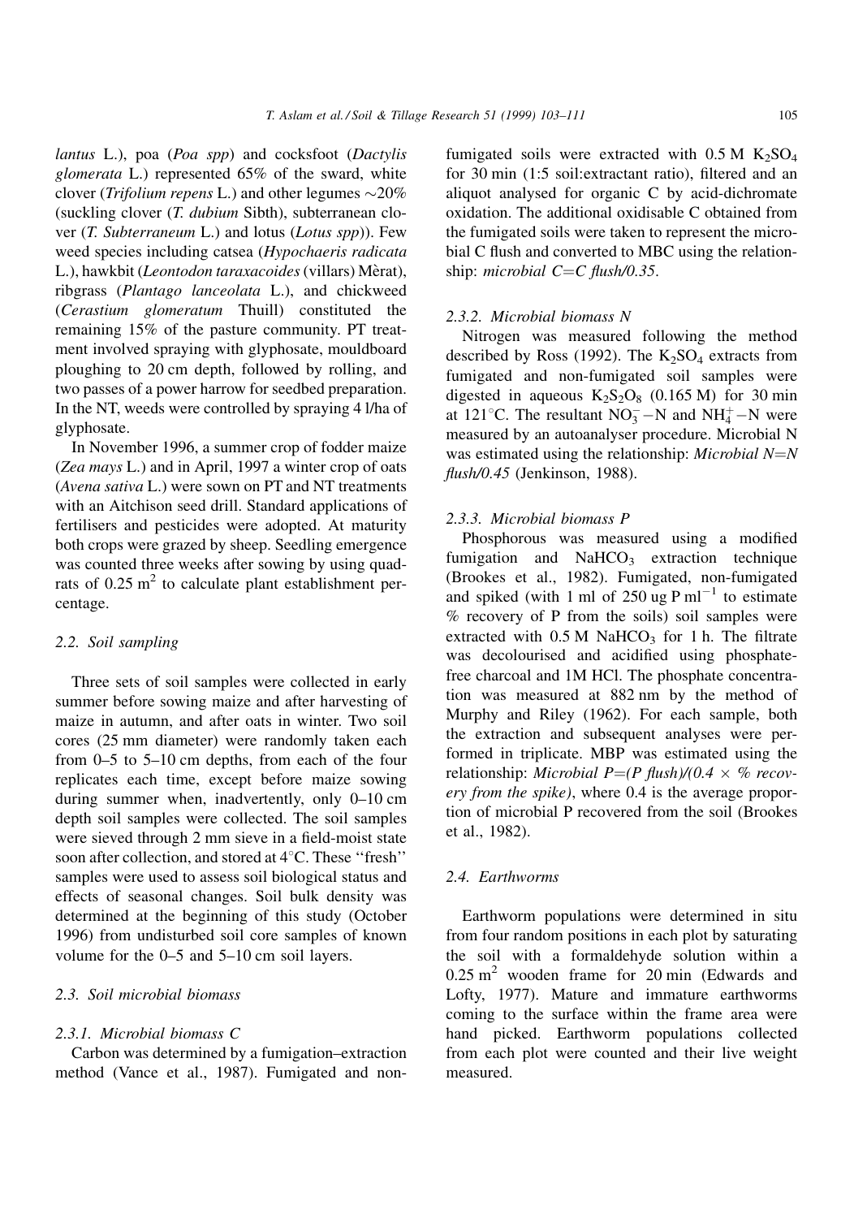*lantus* L.), poa (*Poa spp*) and cocksfoot (*Dactylis glomerata* L.) represented 65% of the sward, white clover (*Trifolium repens* L.) and other legumes ~20% (suckling clover (*T. dubium* Sibth), subterranean clover (*T. Subterraneum* L.) and lotus (*Lotus spp*)). Few weed species including catsea (*Hypochaeris radicata* L.), hawkbit (*Leontodon taraxacoides* (villars) Mèrat), ribgrass (*Plantago lanceolata* L.), and chickweed (*Cerastium glomeratum* Thuill) constituted the remaining 15% of the pasture community. PT treatment involved spraying with glyphosate, mouldboard ploughing to 20 cm depth, followed by rolling, and two passes of a power harrow for seedbed preparation. In the NT, weeds were controlled by spraying 4 l/ha of glyphosate.

In November 1996, a summer crop of fodder maize (*Zea mays* L.) and in April, 1997 a winter crop of oats (*Avena sativa* L.) were sown on PT and NT treatments with an Aitchison seed drill. Standard applications of fertilisers and pesticides were adopted. At maturity both crops were grazed by sheep. Seedling emergence was counted three weeks after sowing by using quadrats of 0.25 $m^2$ to calculate plant establishment percentage.

### 2.2. Soil sampling

Three sets of soil samples were collected in early summer before sowing maize and after harvesting of maize in autumn, and after oats in winter. Two soil cores (25 mm diameter) were randomly taken each from 0–5 to 5–10 cm depths, from each of the four replicates each time, except before maize sowing during summer when, inadvertently, only 0–10 cm depth soil samples were collected. The soil samples were sieved through 2 mm sieve in a field-moist state soon after collection, and stored at 4°C. These "fresh" samples were used to assess soil biological status and effects of seasonal changes. Soil bulk density was determined at the beginning of this study (October 1996) from undisturbed soil core samples of known volume for the 0–5 and 5–10 cm soil layers.

### 2.3. Soil microbial biomass

#### 2.3.1. Microbial biomass C

Carbon was determined by a fumigation–extraction method (Vance et al., 1987). Fumigated and non-fumigated soils were extracted with 0.5 M $K_2SO_4$ for 30 min (1:5 soil:extractant ratio), filtered and an aliquot analysed for organic C by acid-dichromate oxidation. The additional oxidisable C obtained from the fumigated soils were taken to represent the microbial C flush and converted to MBC using the relationship: *microbial C=C flush/0.35*.

#### 2.3.2. Microbial biomass N

Nitrogen was measured following the method described by Ross (1992). The $K_2SO_4$ extracts from fumigated and non-fumigated soil samples were digested in aqueous $K_2S_2O_8$ (0.165 M) for 30 min at 121°C. The resultant $NO_3^-$–N and $NH_4^+$–N were measured by an autoanalyser procedure. Microbial N was estimated using the relationship: *Microbial N=N flush/0.45* (Jenkinson, 1988).

#### 2.3.3. Microbial biomass P

Phosphorous was measured using a modified fumigation and $NaHCO_3$ extraction technique (Brookes et al., 1982). Fumigated, non-fumigated and spiked (with 1 ml of 250 ug P $ml^{-1}$ to estimate % recovery of P from the soils) soil samples were extracted with 0.5 M $NaHCO_3$ for 1 h. The filtrate was decolourised and acidified using phosphate-free charcoal and 1M HCl. The phosphate concentration was measured at 882 nm by the method of Murphy and Riley (1962). For each sample, both the extraction and subsequent analyses were performed in triplicate. MBP was estimated using the relationship: *Microbial P=(P flush)/(0.4 × % recovery from the spike)*, where 0.4 is the average proportion of microbial P recovered from the soil (Brookes et al., 1982).

### 2.4. Earthworms

Earthworm populations were determined in situ from four random positions in each plot by saturating the soil with a formaldehyde solution within a 0.25 $m^2$ wooden frame for 20 min (Edwards and Lofty, 1977). Mature and immature earthworms coming to the surface within the frame area were hand picked. Earthworm populations collected from each plot were counted and their live weight measured.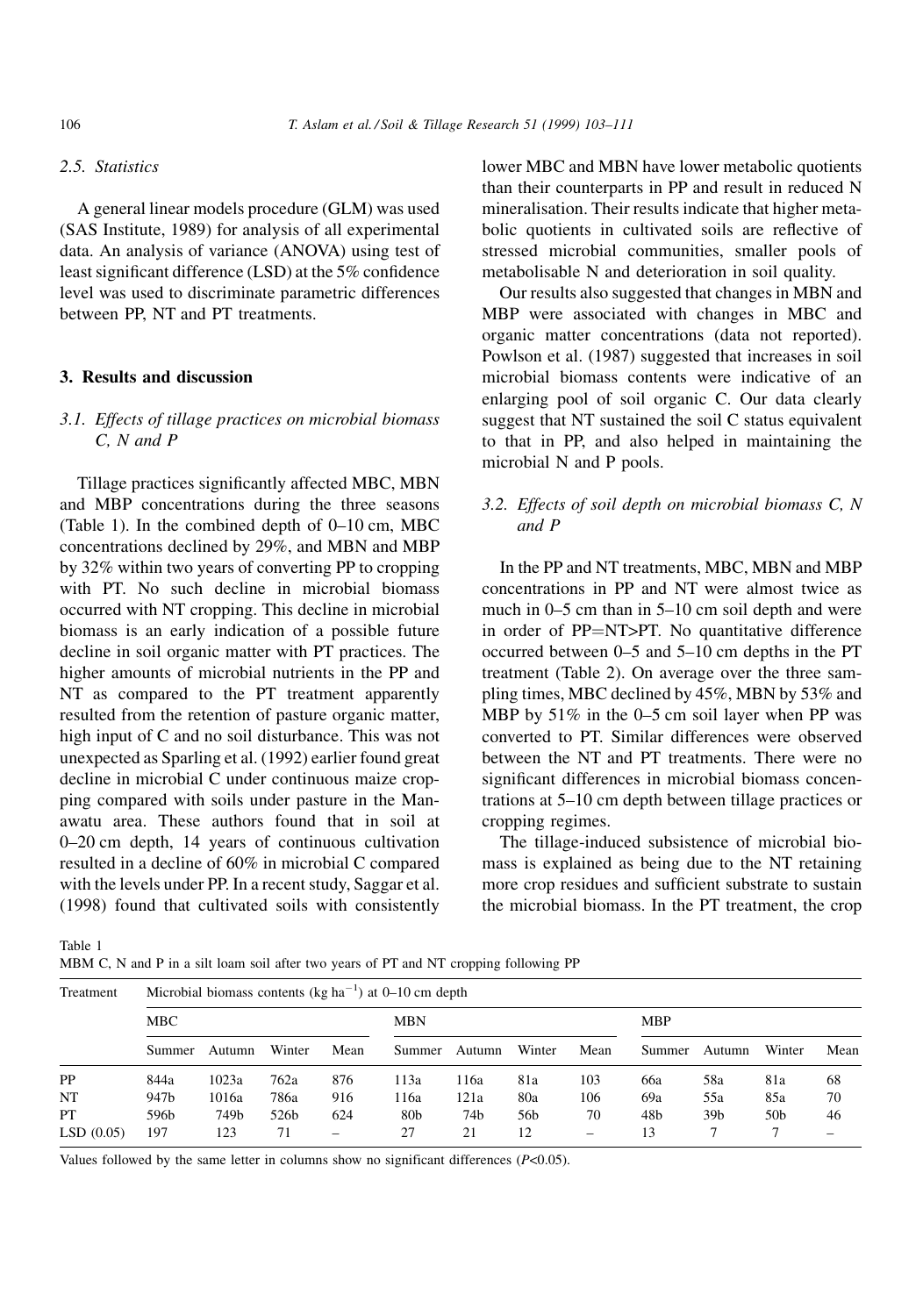### 2.5. Statistics

A general linear models procedure (GLM) was used (SAS Institute, 1989) for analysis of all experimental data. An analysis of variance (ANOVA) using test of least significant difference (LSD) at the 5% confidence level was used to discriminate parametric differences between PP, NT and PT treatments.

## 3. Results and discussion

### 3.1. Effects of tillage practices on microbial biomass C, N and P

Tillage practices significantly affected MBC, MBN and MBP concentrations during the three seasons (Table 1). In the combined depth of 0–10 cm, MBC concentrations declined by 29%, and MBN and MBP by 32% within two years of converting PP to cropping with PT. No such decline in microbial biomass occurred with NT cropping. This decline in microbial biomass is an early indication of a possible future decline in soil organic matter with PT practices. The higher amounts of microbial nutrients in the PP and NT as compared to the PT treatment apparently resulted from the retention of pasture organic matter, high input of C and no soil disturbance. This was not unexpected as Sparling et al. (1992) earlier found great decline in microbial C under continuous maize cropping compared with soils under pasture in the Manawatu area. These authors found that in soil at 0–20 cm depth, 14 years of continuous cultivation resulted in a decline of 60% in microbial C compared with the levels under PP. In a recent study, Saggar et al. (1998) found that cultivated soils with consistently lower MBC and MBN have lower metabolic quotients than their counterparts in PP and result in reduced N mineralisation. Their results indicate that higher metabolic quotients in cultivated soils are reflective of stressed microbial communities, smaller pools of metabolisable N and deterioration in soil quality.

Our results also suggested that changes in MBN and MBP were associated with changes in MBC and organic matter concentrations (data not reported). Powlson et al. (1987) suggested that increases in soil microbial biomass contents were indicative of an enlarging pool of soil organic C. Our data clearly suggest that NT sustained the soil C status equivalent to that in PP, and also helped in maintaining the microbial N and P pools.

### 3.2. Effects of soil depth on microbial biomass C, N and P

In the PP and NT treatments, MBC, MBN and MBP concentrations in PP and NT were almost twice as much in 0–5 cm than in 5–10 cm soil depth and were in order of PP=NT>PT. No quantitative difference occurred between 0–5 and 5–10 cm depths in the PT treatment (Table 2). On average over the three sampling times, MBC declined by 45%, MBN by 53% and MBP by 51% in the 0–5 cm soil layer when PP was converted to PT. Similar differences were observed between the NT and PT treatments. There were no significant differences in microbial biomass concentrations at 5–10 cm depth between tillage practices or cropping regimes.

The tillage-induced subsistence of microbial biomass is explained as being due to the NT retaining more crop residues and sufficient substrate to sustain the microbial biomass. In the PT treatment, the crop

Table 1
MBM C, N and P in a silt loam soil after two years of PT and NT cropping following PP

| Treatment | Microbial biomass contents (kg ha$^{-1}$) at 0–10 cm depth | | | | | | | | | | | |
|---|---|---|---|---|---|---|---|---|---|---|---|---|
| | MBC | | | | MBN | | | | MBP | | | |
| | Summer | Autumn | Winter | Mean | Summer | Autumn | Winter | Mean | Summer | Autumn | Winter | Mean |
| PP | 844a | 1023a | 762a | 876 | 113a | 116a | 81a | 103 | 66a | 58a | 81a | 68 |
| NT | 947b | 1016a | 786a | 916 | 116a | 121a | 80a | 106 | 69a | 55a | 85a | 70 |
| PT | 596b | 749b | 526b | 624 | 80b | 74b | 56b | 70 | 48b | 39b | 50b | 46 |
| LSD (0.05) | 197 | 123 | 71 | – | 27 | 21 | 12 | – | 13 | 7 | 7 | – |

Values followed by the same letter in columns show no significant differences ($P<0.05$).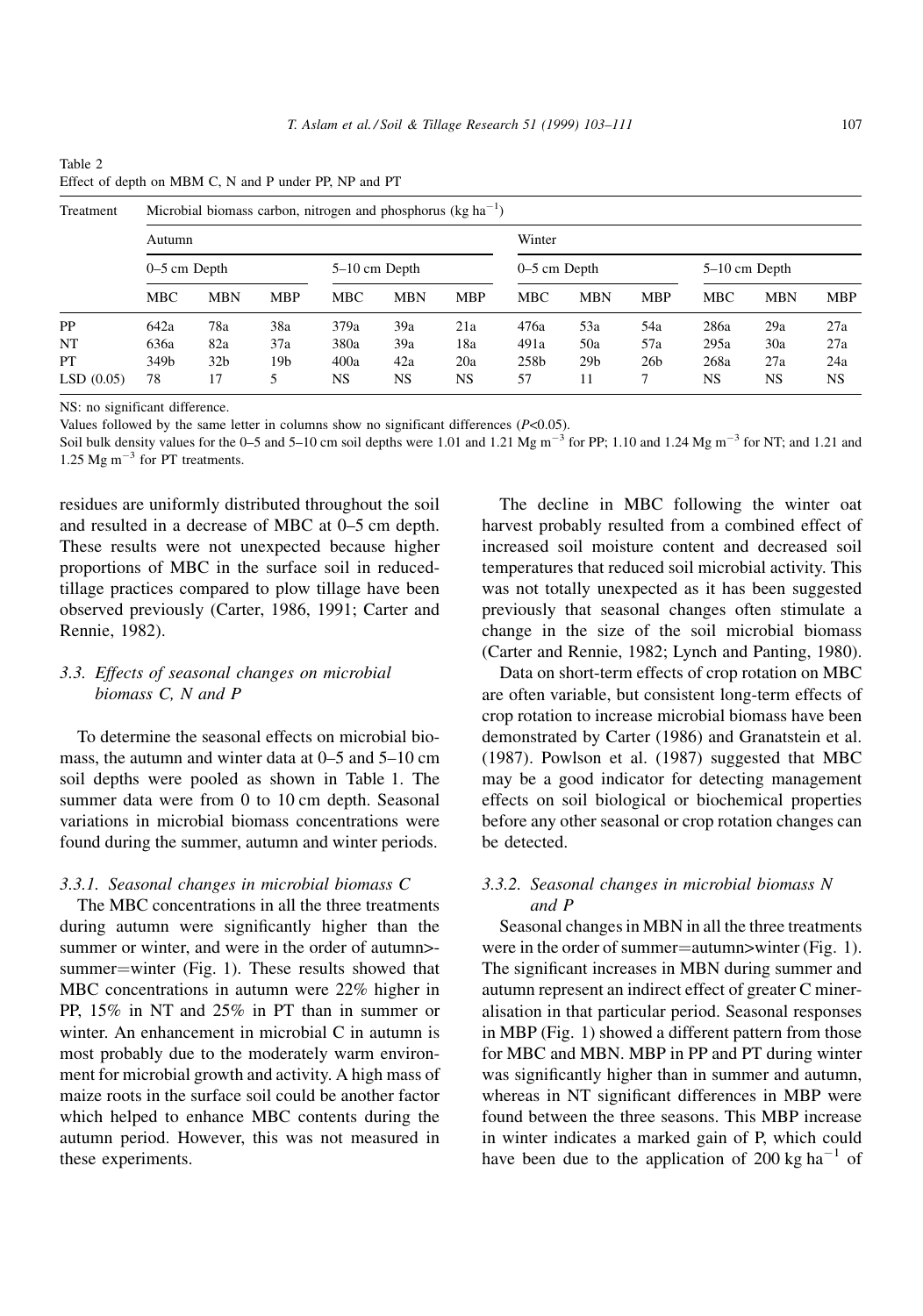Table 2
Effect of depth on MBM C, N and P under PP, NP and PT

| Treatment | Microbial biomass carbon, nitrogen and phosphorus (kg ha$^{-1}$) | | | | | | | | | | | |
|---|---|---|---|---|---|---|---|---|---|---|---|---|
| | Autumn | | | | | | Winter | | | | | |
| | 0–5 cm Depth | | | 5–10 cm Depth | | | 0–5 cm Depth | | | 5–10 cm Depth | | |
| | MBC | MBN | MBP | MBC | MBN | MBP | MBC | MBN | MBP | MBC | MBN | MBP |
| PP | 642a | 78a | 38a | 379a | 39a | 21a | 476a | 53a | 54a | 286a | 29a | 27a |
| NT | 636a | 82a | 37a | 380a | 39a | 18a | 491a | 50a | 57a | 295a | 30a | 27a |
| PT | 349b | 32b | 19b | 400a | 42a | 20a | 258b | 29b | 26b | 268a | 27a | 24a |
| LSD (0.05) | 78 | 17 | 5 | NS | NS | NS | 57 | 11 | 7 | NS | NS | NS |

NS: no significant difference.
Values followed by the same letter in columns show no significant differences ($P$<0.05).
Soil bulk density values for the 0–5 and 5–10 cm soil depths were 1.01 and 1.21 Mg m$^{-3}$ for PP; 1.10 and 1.24 Mg m$^{-3}$ for NT; and 1.21 and 1.25 Mg m$^{-3}$ for PT treatments.

residues are uniformly distributed throughout the soil and resulted in a decrease of MBC at 0–5 cm depth. These results were not unexpected because higher proportions of MBC in the surface soil in reduced-tillage practices compared to plow tillage have been observed previously (Carter, 1986, 1991; Carter and Rennie, 1982).

### 3.3. *Effects of seasonal changes on microbial biomass C, N and P*

To determine the seasonal effects on microbial biomass, the autumn and winter data at 0–5 and 5–10 cm soil depths were pooled as shown in Table 1. The summer data were from 0 to 10 cm depth. Seasonal variations in microbial biomass concentrations were found during the summer, autumn and winter periods.

#### 3.3.1. *Seasonal changes in microbial biomass C*

The MBC concentrations in all the three treatments during autumn were significantly higher than the summer or winter, and were in the order of autumn>summer=winter (Fig. 1). These results showed that MBC concentrations in autumn were 22% higher in PP, 15% in NT and 25% in PT than in summer or winter. An enhancement in microbial C in autumn is most probably due to the moderately warm environment for microbial growth and activity. A high mass of maize roots in the surface soil could be another factor which helped to enhance MBC contents during the autumn period. However, this was not measured in these experiments.

The decline in MBC following the winter oat harvest probably resulted from a combined effect of increased soil moisture content and decreased soil temperatures that reduced soil microbial activity. This was not totally unexpected as it has been suggested previously that seasonal changes often stimulate a change in the size of the soil microbial biomass (Carter and Rennie, 1982; Lynch and Panting, 1980).

Data on short-term effects of crop rotation on MBC are often variable, but consistent long-term effects of crop rotation to increase microbial biomass have been demonstrated by Carter (1986) and Granatstein et al. (1987). Powlson et al. (1987) suggested that MBC may be a good indicator for detecting management effects on soil biological or biochemical properties before any other seasonal or crop rotation changes can be detected.

#### 3.3.2. *Seasonal changes in microbial biomass N and P*

Seasonal changes in MBN in all the three treatments were in the order of summer=autumn>winter (Fig. 1). The significant increases in MBN during summer and autumn represent an indirect effect of greater C mineralisation in that particular period. Seasonal responses in MBP (Fig. 1) showed a different pattern from those for MBC and MBN. MBP in PP and PT during winter was significantly higher than in summer and autumn, whereas in NT significant differences in MBP were found between the three seasons. This MBP increase in winter indicates a marked gain of P, which could have been due to the application of 200 kg ha$^{-1}$ of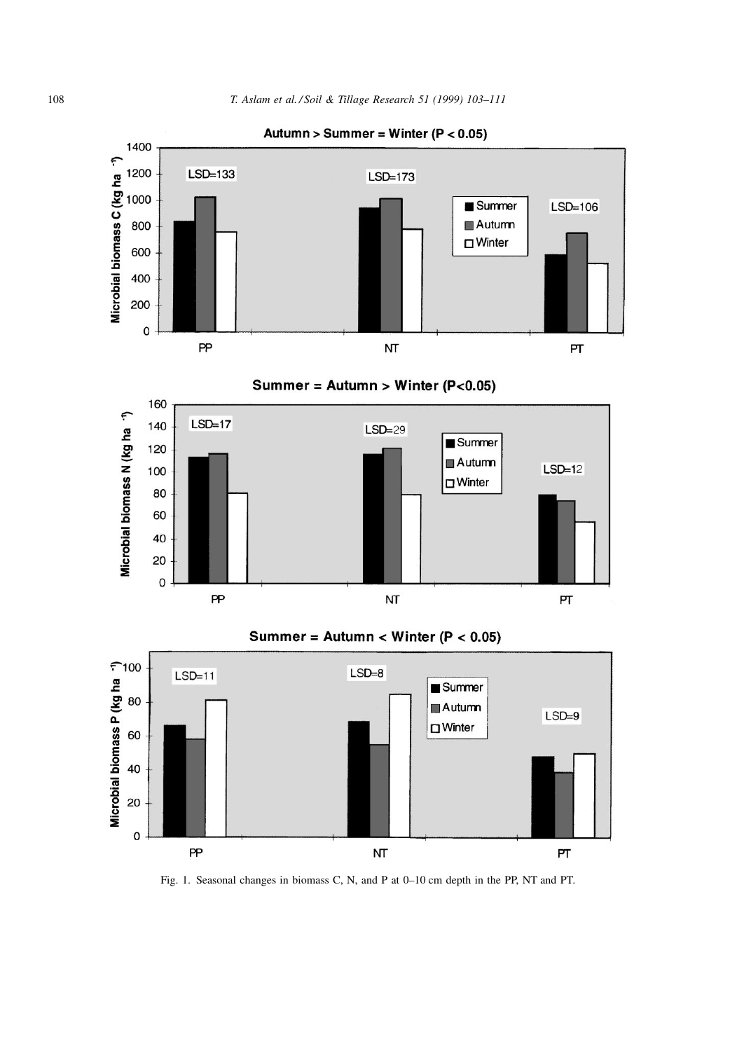Fig. 1. Seasonal changes in biomass C, N, and P at 0–10 cm depth in the PP, NT and PT.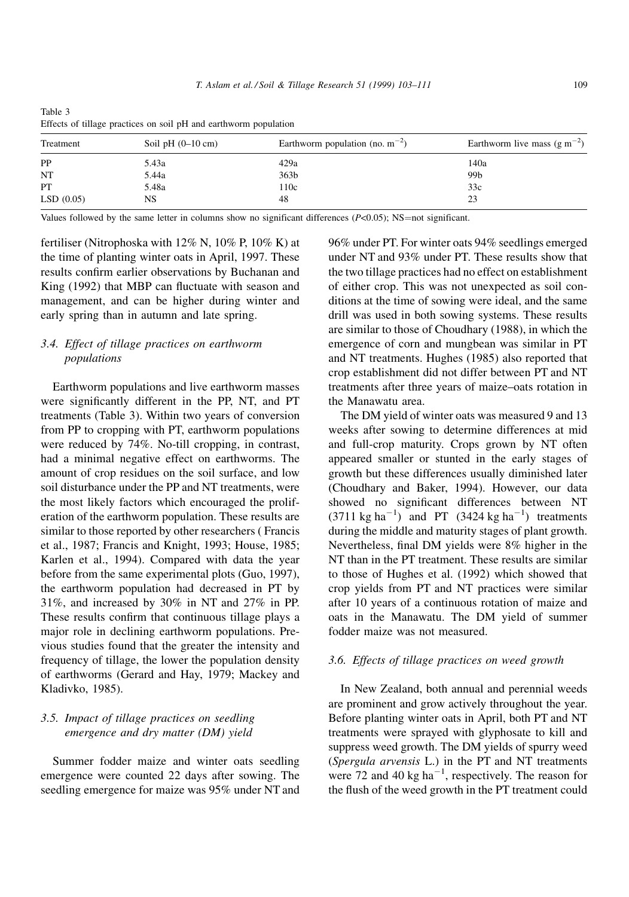Table 3
Effects of tillage practices on soil pH and earthworm population

| Treatment | Soil pH (0–10 cm) | Earthworm population (no. $m^{-2}$) | Earthworm live mass (g $m^{-2}$) |
|---|---|---|---|
| PP | 5.43a | 429a | 140a |
| NT | 5.44a | 363b | 99b |
| PT | 5.48a | 110c | 33c |
| LSD (0.05) | NS | 48 | 23 |

Values followed by the same letter in columns show no significant differences ($P<0.05$); NS=not significant.

fertiliser (Nitrophoska with 12% N, 10% P, 10% K) at the time of planting winter oats in April, 1997. These results confirm earlier observations by Buchanan and King (1992) that MBP can fluctuate with season and management, and can be higher during winter and early spring than in autumn and late spring.

### 3.4. Effect of tillage practices on earthworm populations

Earthworm populations and live earthworm masses were significantly different in the PP, NT, and PT treatments (Table 3). Within two years of conversion from PP to cropping with PT, earthworm populations were reduced by 74%. No-till cropping, in contrast, had a minimal negative effect on earthworms. The amount of crop residues on the soil surface, and low soil disturbance under the PP and NT treatments, were the most likely factors which encouraged the proliferation of the earthworm population. These results are similar to those reported by other researchers ( Francis et al., 1987; Francis and Knight, 1993; House, 1985; Karlen et al., 1994). Compared with data the year before from the same experimental plots (Guo, 1997), the earthworm population had decreased in PT by 31%, and increased by 30% in NT and 27% in PP. These results confirm that continuous tillage plays a major role in declining earthworm populations. Previous studies found that the greater the intensity and frequency of tillage, the lower the population density of earthworms (Gerard and Hay, 1979; Mackey and Kladivko, 1985).

### 3.5. Impact of tillage practices on seedling emergence and dry matter (DM) yield

Summer fodder maize and winter oats seedling emergence were counted 22 days after sowing. The seedling emergence for maize was 95% under NT and 96% under PT. For winter oats 94% seedlings emerged under NT and 93% under PT. These results show that the two tillage practices had no effect on establishment of either crop. This was not unexpected as soil conditions at the time of sowing were ideal, and the same drill was used in both sowing systems. These results are similar to those of Choudhary (1988), in which the emergence of corn and mungbean was similar in PT and NT treatments. Hughes (1985) also reported that crop establishment did not differ between PT and NT treatments after three years of maize–oats rotation in the Manawatu area.

The DM yield of winter oats was measured 9 and 13 weeks after sowing to determine differences at mid and full-crop maturity. Crops grown by NT often appeared smaller or stunted in the early stages of growth but these differences usually diminished later (Choudhary and Baker, 1994). However, our data showed no significant differences between NT (3711 kg $ha^{-1}$) and PT (3424 kg $ha^{-1}$) treatments during the middle and maturity stages of plant growth. Nevertheless, final DM yields were 8% higher in the NT than in the PT treatment. These results are similar to those of Hughes et al. (1992) which showed that crop yields from PT and NT practices were similar after 10 years of a continuous rotation of maize and oats in the Manawatu. The DM yield of summer fodder maize was not measured.

### 3.6. Effects of tillage practices on weed growth

In New Zealand, both annual and perennial weeds are prominent and grow actively throughout the year. Before planting winter oats in April, both PT and NT treatments were sprayed with glyphosate to kill and suppress weed growth. The DM yields of spurry weed (*Spergula arvensis* L.) in the PT and NT treatments were 72 and 40 kg $ha^{-1}$, respectively. The reason for the flush of the weed growth in the PT treatment could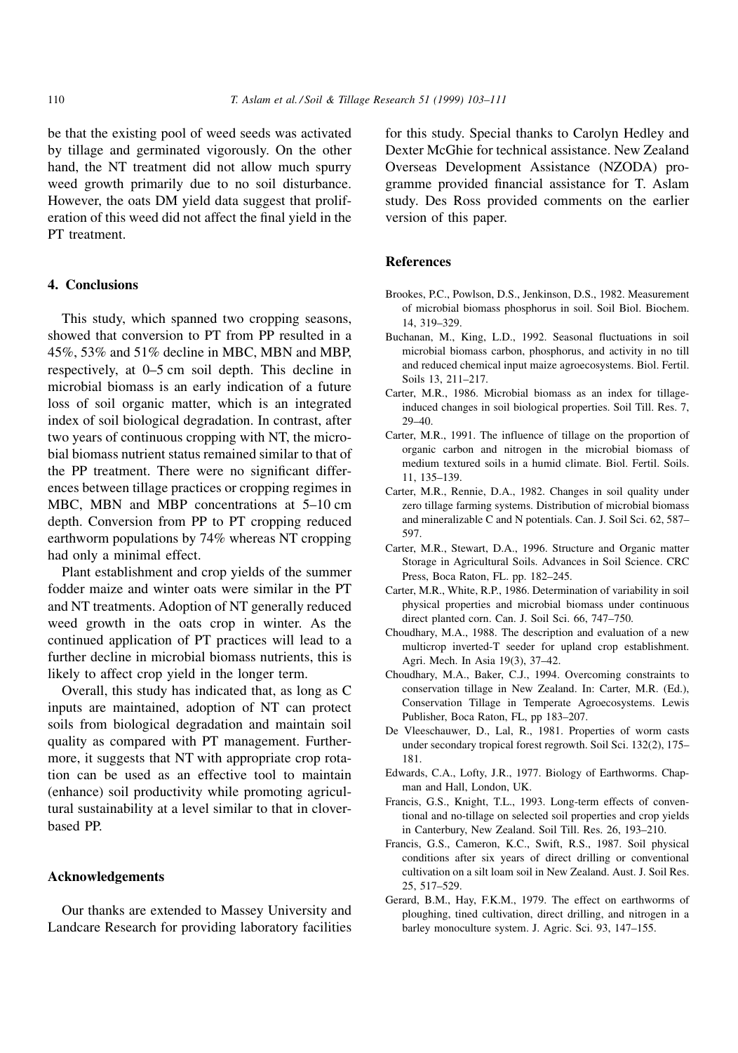be that the existing pool of weed seeds was activated by tillage and germinated vigorously. On the other hand, the NT treatment did not allow much spurry weed growth primarily due to no soil disturbance. However, the oats DM yield data suggest that proliferation of this weed did not affect the final yield in the PT treatment.

## 4. Conclusions

This study, which spanned two cropping seasons, showed that conversion to PT from PP resulted in a 45%, 53% and 51% decline in MBC, MBN and MBP, respectively, at 0–5 cm soil depth. This decline in microbial biomass is an early indication of a future loss of soil organic matter, which is an integrated index of soil biological degradation. In contrast, after two years of continuous cropping with NT, the microbial biomass nutrient status remained similar to that of the PP treatment. There were no significant differences between tillage practices or cropping regimes in MBC, MBN and MBP concentrations at 5–10 cm depth. Conversion from PP to PT cropping reduced earthworm populations by 74% whereas NT cropping had only a minimal effect.

Plant establishment and crop yields of the summer fodder maize and winter oats were similar in the PT and NT treatments. Adoption of NT generally reduced weed growth in the oats crop in winter. As the continued application of PT practices will lead to a further decline in microbial biomass nutrients, this is likely to affect crop yield in the longer term.

Overall, this study has indicated that, as long as C inputs are maintained, adoption of NT can protect soils from biological degradation and maintain soil quality as compared with PT management. Furthermore, it suggests that NT with appropriate crop rotation can be used as an effective tool to maintain (enhance) soil productivity while promoting agricultural sustainability at a level similar to that in clover-based PP.

## Acknowledgements

Our thanks are extended to Massey University and Landcare Research for providing laboratory facilities for this study. Special thanks to Carolyn Hedley and Dexter McGhie for technical assistance. New Zealand Overseas Development Assistance (NZODA) programme provided financial assistance for T. Aslam study. Des Ross provided comments on the earlier version of this paper.

## References

Brookes, P.C., Powlson, D.S., Jenkinson, D.S., 1982. Measurement of microbial biomass phosphorus in soil. Soil Biol. Biochem. 14, 319–329.

Buchanan, M., King, L.D., 1992. Seasonal fluctuations in soil microbial biomass carbon, phosphorus, and activity in no till and reduced chemical input maize agroecosystems. Biol. Fertil. Soils 13, 211–217.

Carter, M.R., 1986. Microbial biomass as an index for tillage-induced changes in soil biological properties. Soil Till. Res. 7, 29–40.

Carter, M.R., 1991. The influence of tillage on the proportion of organic carbon and nitrogen in the microbial biomass of medium textured soils in a humid climate. Biol. Fertil. Soils. 11, 135–139.

Carter, M.R., Rennie, D.A., 1982. Changes in soil quality under zero tillage farming systems. Distribution of microbial biomass and mineralizable C and N potentials. Can. J. Soil Sci. 62, 587–597.

Carter, M.R., Stewart, D.A., 1996. Structure and Organic matter Storage in Agricultural Soils. Advances in Soil Science. CRC Press, Boca Raton, FL. pp. 182–245.

Carter, M.R., White, R.P., 1986. Determination of variability in soil physical properties and microbial biomass under continuous direct planted corn. Can. J. Soil Sci. 66, 747–750.

Choudhary, M.A., 1988. The description and evaluation of a new multicrop inverted-T seeder for upland crop establishment. Agri. Mech. In Asia 19(3), 37–42.

Choudhary, M.A., Baker, C.J., 1994. Overcoming constraints to conservation tillage in New Zealand. In: Carter, M.R. (Ed.), Conservation Tillage in Temperate Agroecosystems. Lewis Publisher, Boca Raton, FL, pp 183–207.

De Vleeschauwer, D., Lal, R., 1981. Properties of worm casts under secondary tropical forest regrowth. Soil Sci. 132(2), 175–181.

Edwards, C.A., Lofty, J.R., 1977. Biology of Earthworms. Chapman and Hall, London, UK.

Francis, G.S., Knight, T.L., 1993. Long-term effects of conventional and no-tillage on selected soil properties and crop yields in Canterbury, New Zealand. Soil Till. Res. 26, 193–210.

Francis, G.S., Cameron, K.C., Swift, R.S., 1987. Soil physical conditions after six years of direct drilling or conventional cultivation on a silt loam soil in New Zealand. Aust. J. Soil Res. 25, 517–529.

Gerard, B.M., Hay, F.K.M., 1979. The effect on earthworms of ploughing, tined cultivation, direct drilling, and nitrogen in a barley monoculture system. J. Agric. Sci. 93, 147–155.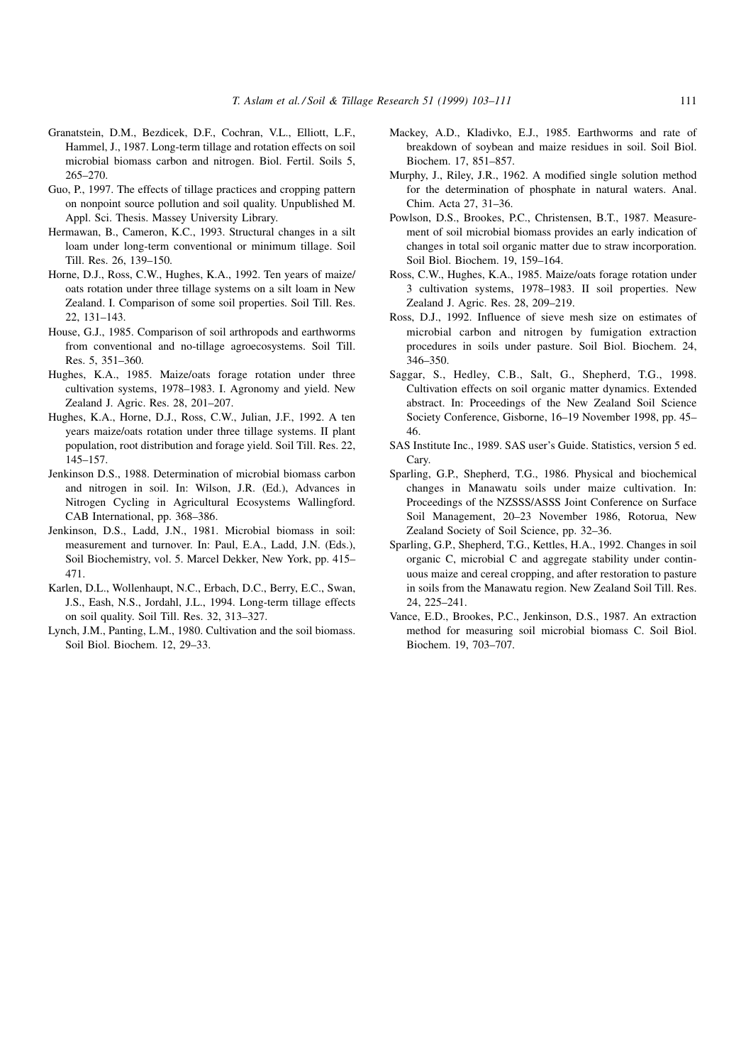Granatstein, D.M., Bezdicek, D.F., Cochran, V.L., Elliott, L.F., Hammel, J., 1987. Long-term tillage and rotation effects on soil microbial biomass carbon and nitrogen. Biol. Fertil. Soils 5, 265–270.

Guo, P., 1997. The effects of tillage practices and cropping pattern on nonpoint source pollution and soil quality. Unpublished M. Appl. Sci. Thesis. Massey University Library.

Hermawan, B., Cameron, K.C., 1993. Structural changes in a silt loam under long-term conventional or minimum tillage. Soil Till. Res. 26, 139–150.

Horne, D.J., Ross, C.W., Hughes, K.A., 1992. Ten years of maize/oats rotation under three tillage systems on a silt loam in New Zealand. I. Comparison of some soil properties. Soil Till. Res. 22, 131–143.

House, G.J., 1985. Comparison of soil arthropods and earthworms from conventional and no-tillage agroecosystems. Soil Till. Res. 5, 351–360.

Hughes, K.A., 1985. Maize/oats forage rotation under three cultivation systems, 1978–1983. I. Agronomy and yield. New Zealand J. Agric. Res. 28, 201–207.

Hughes, K.A., Horne, D.J., Ross, C.W., Julian, J.F., 1992. A ten years maize/oats rotation under three tillage systems. II plant population, root distribution and forage yield. Soil Till. Res. 22, 145–157.

Jenkinson D.S., 1988. Determination of microbial biomass carbon and nitrogen in soil. In: Wilson, J.R. (Ed.), Advances in Nitrogen Cycling in Agricultural Ecosystems Wallingford. CAB International, pp. 368–386.

Jenkinson, D.S., Ladd, J.N., 1981. Microbial biomass in soil: measurement and turnover. In: Paul, E.A., Ladd, J.N. (Eds.), Soil Biochemistry, vol. 5. Marcel Dekker, New York, pp. 415–471.

Karlen, D.L., Wollenhaupt, N.C., Erbach, D.C., Berry, E.C., Swan, J.S., Eash, N.S., Jordahl, J.L., 1994. Long-term tillage effects on soil quality. Soil Till. Res. 32, 313–327.

Lynch, J.M., Panting, L.M., 1980. Cultivation and the soil biomass. Soil Biol. Biochem. 12, 29–33.

Mackey, A.D., Kladivko, E.J., 1985. Earthworms and rate of breakdown of soybean and maize residues in soil. Soil Biol. Biochem. 17, 851–857.

Murphy, J., Riley, J.R., 1962. A modified single solution method for the determination of phosphate in natural waters. Anal. Chim. Acta 27, 31–36.

Powlson, D.S., Brookes, P.C., Christensen, B.T., 1987. Measurement of soil microbial biomass provides an early indication of changes in total soil organic matter due to straw incorporation. Soil Biol. Biochem. 19, 159–164.

Ross, C.W., Hughes, K.A., 1985. Maize/oats forage rotation under 3 cultivation systems, 1978–1983. II soil properties. New Zealand J. Agric. Res. 28, 209–219.

Ross, D.J., 1992. Influence of sieve mesh size on estimates of microbial carbon and nitrogen by fumigation extraction procedures in soils under pasture. Soil Biol. Biochem. 24, 346–350.

Saggar, S., Hedley, C.B., Salt, G., Shepherd, T.G., 1998. Cultivation effects on soil organic matter dynamics. Extended abstract. In: Proceedings of the New Zealand Soil Science Society Conference, Gisborne, 16–19 November 1998, pp. 45–46.

SAS Institute Inc., 1989. SAS user's Guide. Statistics, version 5 ed. Cary.

Sparling, G.P., Shepherd, T.G., 1986. Physical and biochemical changes in Manawatu soils under maize cultivation. In: Proceedings of the NZSSS/ASSS Joint Conference on Surface Soil Management, 20–23 November 1986, Rotorua, New Zealand Society of Soil Science, pp. 32–36.

Sparling, G.P., Shepherd, T.G., Kettles, H.A., 1992. Changes in soil organic C, microbial C and aggregate stability under continuous maize and cereal cropping, and after restoration to pasture in soils from the Manawatu region. New Zealand Soil Till. Res. 24, 225–241.

Vance, E.D., Brookes, P.C., Jenkinson, D.S., 1987. An extraction method for measuring soil microbial biomass C. Soil Biol. Biochem. 19, 703–707.